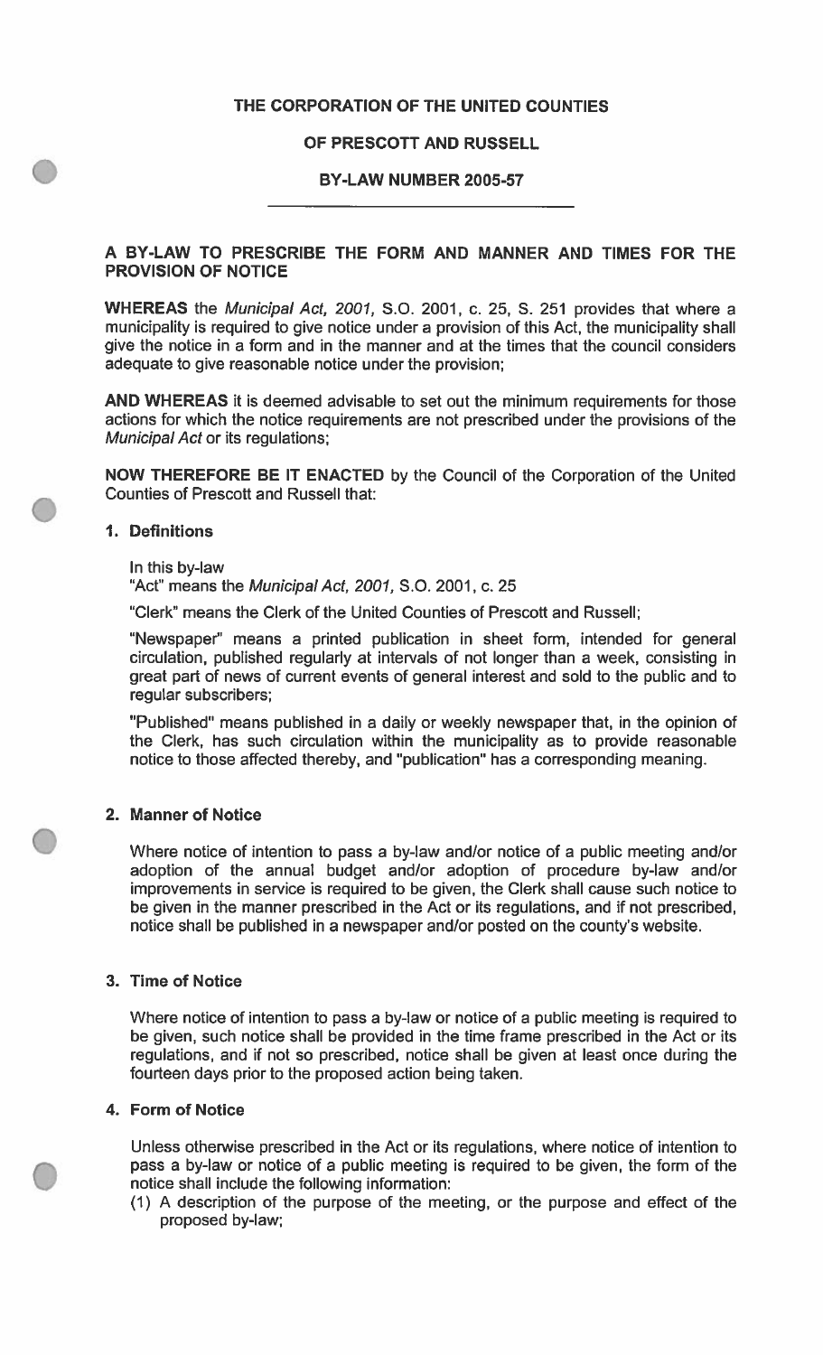# THE CORPORATION OF THE UNITED COUNTIES

# OF PRESCOTT AND RUSSELL

## BY-LAW NUMBER 2005-57

### A BY-LAW TO PRESCRIBE THE FORM AND MANNER AND TIMES FOR THE PROVISION OF NOTICE

**WHEREAS** the *Municipal Act, 2001,* S.O. 2001, c. 25, S. 251 provides that where a municipality is required to give notice under a provision of this Act, the municipality shall give the notice in a form and in the manner and at the times that the council considers adequate to give reasonable notice under the provision;

**AND WHEREAS** it is deemed advisable to set out the minimum requirements for those actions for which the notice requirements are not prescribed under the provisions of the *Municipal Act* or its regulations;

**NOW THEREFORE BE IT ENACTED** by the Council of the Corporation of the United Counties of Prescott and Russell that:

**1. Definitions**

In this by-law

"Act" means the *Municipal Act, 2001,* S.O. 2001, c. 25

"Clerk" means the Clerk of the United Counties of Prescott and Russell;

"Newspaper" means a printed publication in sheet form, intended for general circulation, published regularly at intervals of not longer than a week, consisting in great part of news of current events of general interest and sold to the public and to regular subscribers;

"Published" means published in a daily or weekly newspaper that, in the opinion of the Clerk, has such circulation within the municipality as to provide reasonable notice to those affected thereby, and "publication" has a corresponding meaning.

**2. Manner of Notice**

Where notice of intention to pass a by-law and/or notice of a public meeting and/or adoption of the annual budget and/or adoption of procedure by-law and/or improvements in service is required to be given, the Clerk shall cause such notice to be given in the manner prescribed in the Act or its regulations, and if not prescribed, notice shall be published in a newspaper and/or posted on the county's website.

**3. Time of Notice**

Where notice of intention to pass a by-law or notice of a public meeting is required to be given, such notice shall be provided in the time frame prescribed in the Act or its regulations, and if not so prescribed, notice shall be given at least once during the fourteen days prior to the proposed action being taken.

**4. Form of Notice**

Unless otherwise prescribed in the Act or its regulations, where notice of intention to pass a by-law or notice of a public meeting is required to be given, the form of the notice shall include the following information:

(1) A description of the purpose of the meeting, or the purpose and effect of the proposed by-law;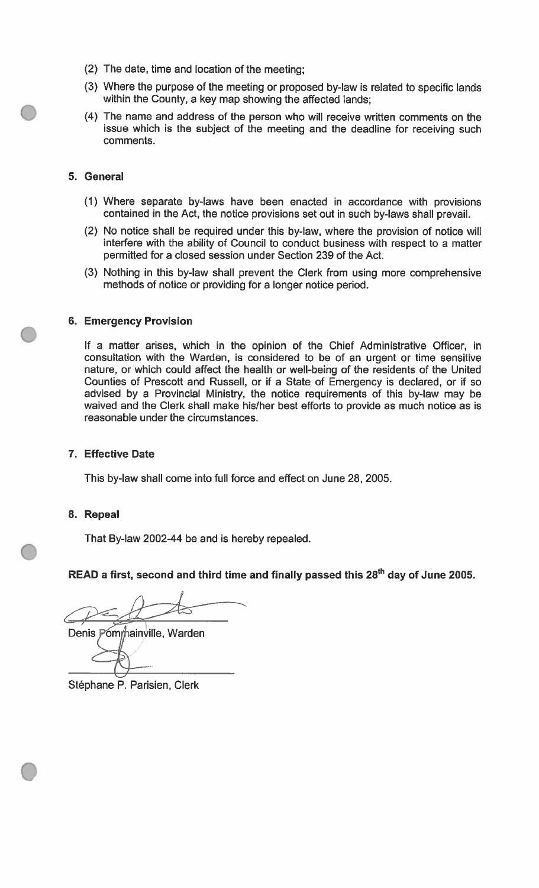(2) The date, time and location of the meeting;

(3) Where the purpose of the meeting or proposed by-law is related to specific lands within the County, a key map showing the affected lands;

(4) The name and address of the person who will receive written comments on the issue which is the subject of the meeting and the deadline for receiving such comments.

## 5. General

(1) Where separate by-laws have been enacted in accordance with provisions contained in the Act, the notice provisions set out in such by-laws shall prevail.

(2) No notice shall be required under this by-law, where the provision of notice will interfere with the ability of Council to conduct business with respect to a matter permitted for a closed session under Section 239 of the Act.

(3) Nothing in this by-law shall prevent the Clerk from using more comprehensive methods of notice or providing for a longer notice period.

## 6. Emergency Provision

If a matter arises, which in the opinion of the Chief Administrative Officer, in consultation with the Warden, is considered to be of an urgent or time sensitive nature, or which could affect the health or well-being of the residents of the United Counties of Prescott and Russell, or if a State of Emergency is declared, or if so advised by a Provincial Ministry, the notice requirements of this by-law may be waived and the Clerk shall make his/her best efforts to provide as much notice as is reasonable under the circumstances.

## 7. Effective Date

This by-law shall come into full force and effect on June 28, 2005.

## 8. Repeal

That By-law 2002-44 be and is hereby repealed.

**READ a first, second and third time and finally passed this 28th day of June 2005.**

Denis Pommainville, Warden

Stéphane P. Parisien, Clerk